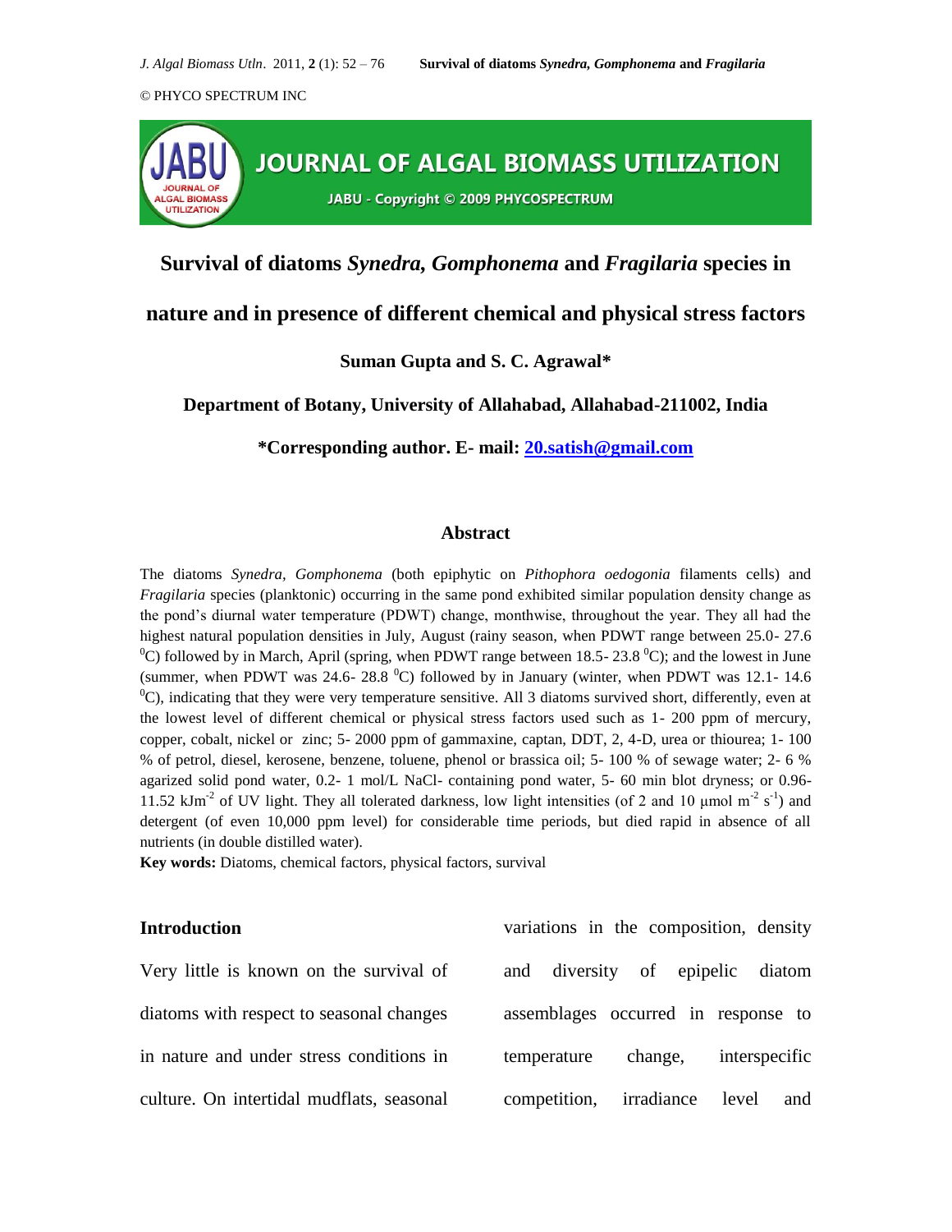© PHYCO SPECTRUM INC

JOURNAL OF ALGAL BIOMASS UTILIZATION

JABU - Copyright © 2009 PHYCOSPECTRUM

# Survival of diatoms *Synedra, Gomphonema* and *Fragilaria* species in nature and in presence of different chemical and physical stress factors

**Suman Gupta and S. C. Agrawal***

**Department of Botany, University of Allahabad, Allahabad-211002, India**

**\*Corresponding author. E- mail: 20.satish@gmail.com**

## Abstract

The diatoms *Synedra, Gomphonema* (both epiphytic on *Pithophora oedogonia* filaments cells) and *Fragilaria* species (planktonic) occurring in the same pond exhibited similar population density change as the pond's diurnal water temperature (PDWT) change, monthwise, throughout the year. They all had the highest natural population densities in July, August (rainy season, when PDWT range between 25.0- 27.6 $^0$C) followed by in March, April (spring, when PDWT range between 18.5- 23.8 $^0$C); and the lowest in June (summer, when PDWT was 24.6- 28.8 $^0$C) followed by in January (winter, when PDWT was 12.1- 14.6 $^0$C), indicating that they were very temperature sensitive. All 3 diatoms survived short, differently, even at the lowest level of different chemical or physical stress factors used such as 1- 200 ppm of mercury, copper, cobalt, nickel or zinc; 5- 2000 ppm of gammaxine, captan, DDT, 2, 4-D, urea or thiourea; 1- 100 % of petrol, diesel, kerosene, benzene, toluene, phenol or brassica oil; 5- 100 % of sewage water; 2- 6 % agarized solid pond water, 0.2- 1 mol/L NaCl- containing pond water, 5- 60 min blot dryness; or 0.96- 11.52 kJm$^{-2}$ of UV light. They all tolerated darkness, low light intensities (of 2 and 10 µmol m$^{-2}$ s$^{-1}$) and detergent (of even 10,000 ppm level) for considerable time periods, but died rapid in absence of all nutrients (in double distilled water).

**Key words:** Diatoms, chemical factors, physical factors, survival

## Introduction

Very little is known on the survival of diatoms with respect to seasonal changes in nature and under stress conditions in culture. On intertidal mudflats, seasonal variations in the composition, density and diversity of epipelic diatom assemblages occurred in response to temperature change, interspecific competition, irradiance level and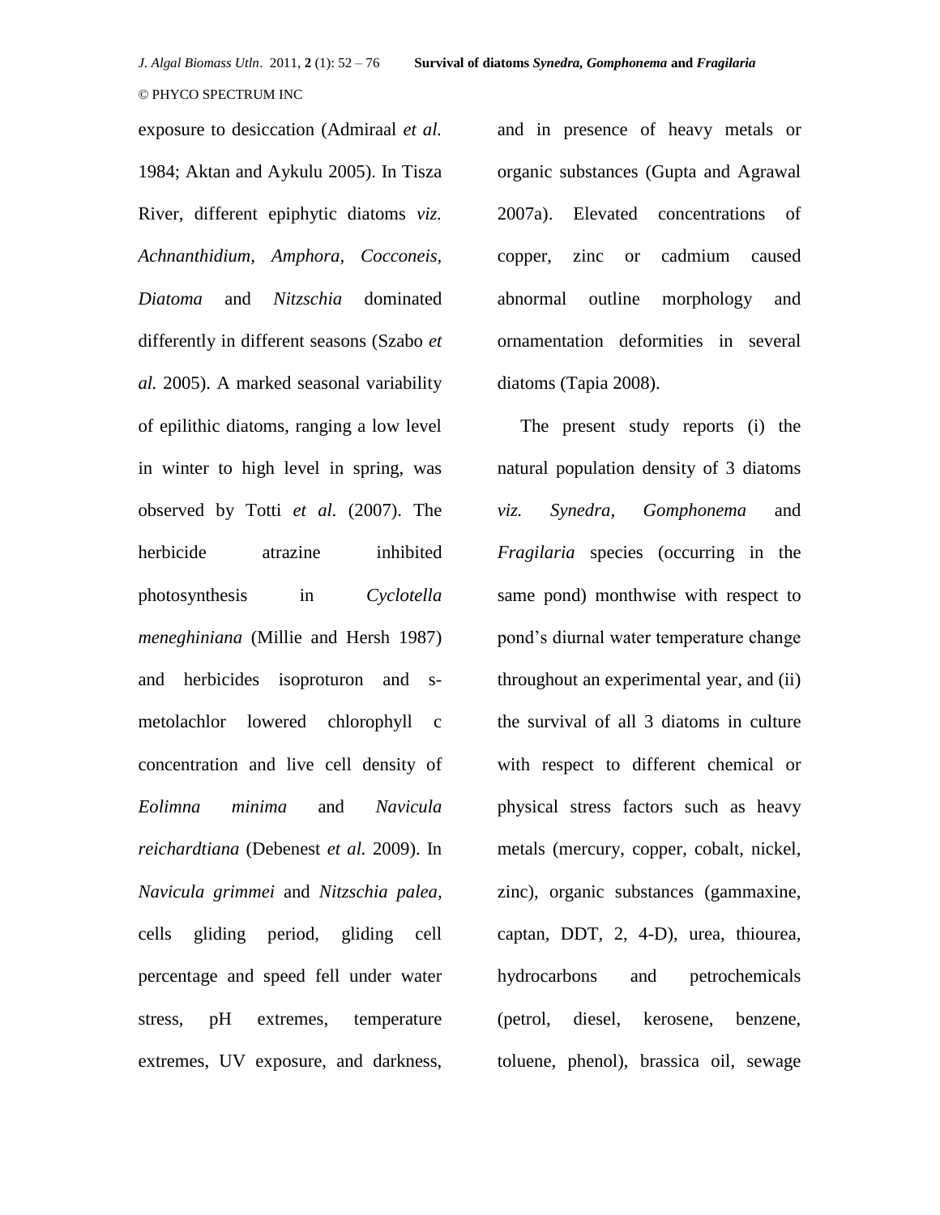exposure to desiccation (Admiraal *et al.* 1984; Aktan and Aykulu 2005). In Tisza River, different epiphytic diatoms *viz.* *Achnanthidium, Amphora, Cocconeis, Diatoma* and *Nitzschia* dominated differently in different seasons (Szabo *et al.* 2005). A marked seasonal variability of epilithic diatoms, ranging a low level in winter to high level in spring, was observed by Totti *et al.* (2007). The herbicide atrazine inhibited photosynthesis in *Cyclotella meneghiniana* (Millie and Hersh 1987) and herbicides isoproturon and s-metolachlor lowered chlorophyll c concentration and live cell density of *Eolimna minima* and *Navicula reichardtiana* (Debenest *et al.* 2009). In *Navicula grimmei* and *Nitzschia palea*, cells gliding period, gliding cell percentage and speed fell under water stress, pH extremes, temperature extremes, UV exposure, and darkness, and in presence of heavy metals or organic substances (Gupta and Agrawal 2007a). Elevated concentrations of copper, zinc or cadmium caused abnormal outline morphology and ornamentation deformities in several diatoms (Tapia 2008).

The present study reports (i) the natural population density of 3 diatoms *viz. Synedra, Gomphonema* and *Fragilaria* species (occurring in the same pond) monthwise with respect to pond's diurnal water temperature change throughout an experimental year, and (ii) the survival of all 3 diatoms in culture with respect to different chemical or physical stress factors such as heavy metals (mercury, copper, cobalt, nickel, zinc), organic substances (gammaxine, captan, DDT, 2, 4-D), urea, thiourea, hydrocarbons and petrochemicals (petrol, diesel, kerosene, benzene, toluene, phenol), brassica oil, sewage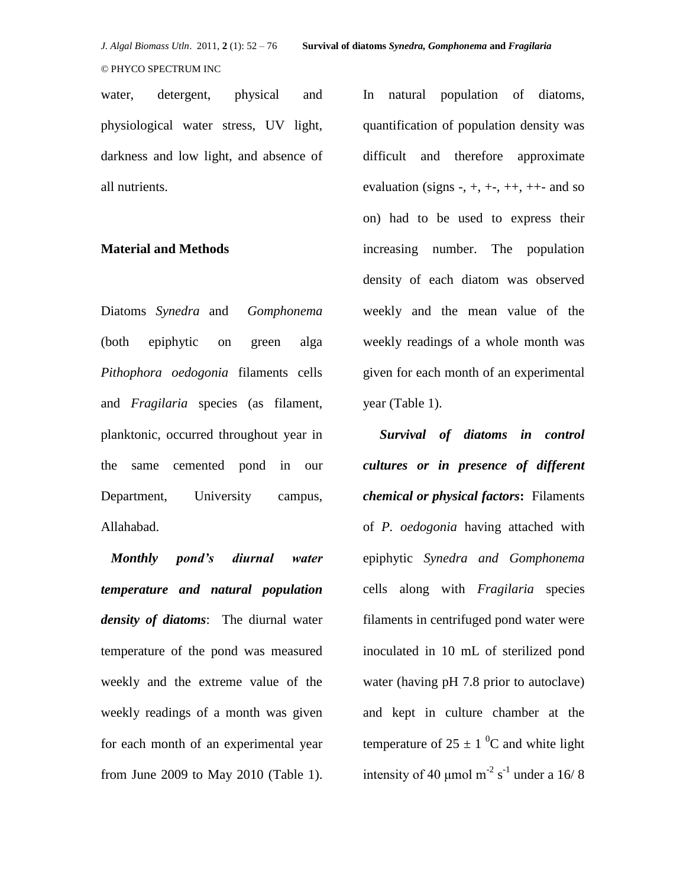water, detergent, physical and physiological water stress, UV light, darkness and low light, and absence of all nutrients.

## Material and Methods

Diatoms *Synedra* and *Gomphonema* (both epiphytic on green alga *Pithophora oedogonia* filaments cells and *Fragilaria* species (as filament, planktonic, occurred throughout year in the same cemented pond in our Department, University campus, Allahabad.

***Monthly pond's diurnal water temperature and natural population density of diatoms***: The diurnal water temperature of the pond was measured weekly and the extreme value of the weekly readings of a month was given for each month of an experimental year from June 2009 to May 2010 (Table 1). In natural population of diatoms, quantification of population density was difficult and therefore approximate evaluation (signs -, +, +-, ++, ++- and so on) had to be used to express their increasing number. The population density of each diatom was observed weekly and the mean value of the weekly readings of a whole month was given for each month of an experimental year (Table 1).

***Survival of diatoms in control cultures or in presence of different chemical or physical factors*:** Filaments of *P. oedogonia* having attached with epiphytic *Synedra and Gomphonema* cells along with *Fragilaria* species filaments in centrifuged pond water were inoculated in 10 mL of sterilized pond water (having pH 7.8 prior to autoclave) and kept in culture chamber at the temperature of $25 \pm 1\ ^{0}$C and white light intensity of 40 μmol $m^{-2}$ $s^{-1}$ under a 16/ 8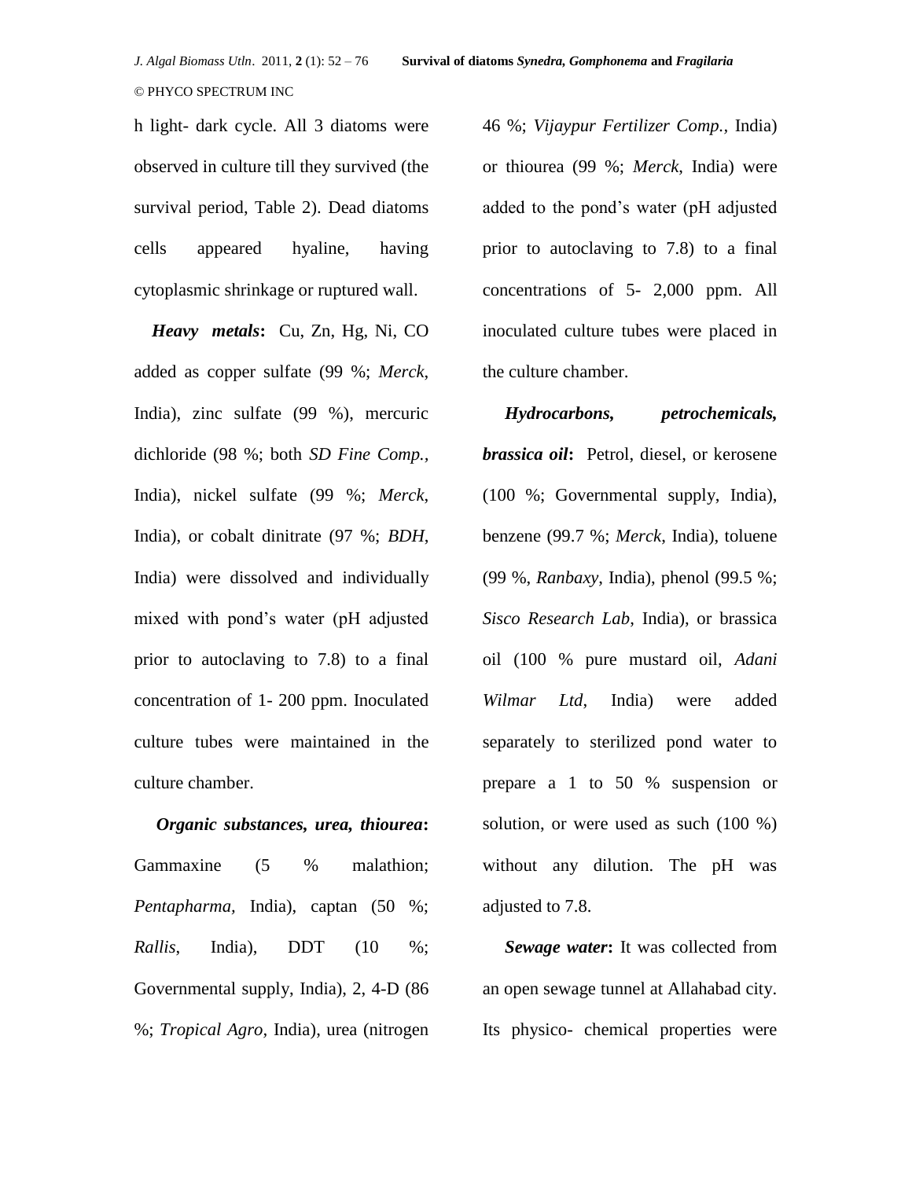h light- dark cycle. All 3 diatoms were observed in culture till they survived (the survival period, Table 2). Dead diatoms cells appeared hyaline, having cytoplasmic shrinkage or ruptured wall.

***Heavy metals*:** Cu, Zn, Hg, Ni, CO added as copper sulfate (99 %; *Merck*, India), zinc sulfate (99 %), mercuric dichloride (98 %; both *SD Fine Comp.*, India), nickel sulfate (99 %; *Merck*, India), or cobalt dinitrate (97 %; *BDH*, India) were dissolved and individually mixed with pond's water (pH adjusted prior to autoclaving to 7.8) to a final concentration of 1- 200 ppm. Inoculated culture tubes were maintained in the culture chamber.

***Organic substances, urea, thiourea*:** Gammaxine (5 % malathion; *Pentapharma*, India), captan (50 %; *Rallis*, India), DDT (10 %; Governmental supply, India), 2, 4-D (86 %; *Tropical Agro*, India), urea (nitrogen 46 %; *Vijaypur Fertilizer Comp.*, India) or thiourea (99 %; *Merck*, India) were added to the pond's water (pH adjusted prior to autoclaving to 7.8) to a final concentrations of 5- 2,000 ppm. All inoculated culture tubes were placed in the culture chamber.

***Hydrocarbons, petrochemicals, brassica oil*:** Petrol, diesel, or kerosene (100 %; Governmental supply, India), benzene (99.7 %; *Merck*, India), toluene (99 %, *Ranbaxy*, India), phenol (99.5 %; *Sisco Research Lab*, India), or brassica oil (100 % pure mustard oil, *Adani Wilmar Ltd*, India) were added separately to sterilized pond water to prepare a 1 to 50 % suspension or solution, or were used as such (100 %) without any dilution. The pH was adjusted to 7.8.

***Sewage water*:** It was collected from an open sewage tunnel at Allahabad city. Its physico- chemical properties were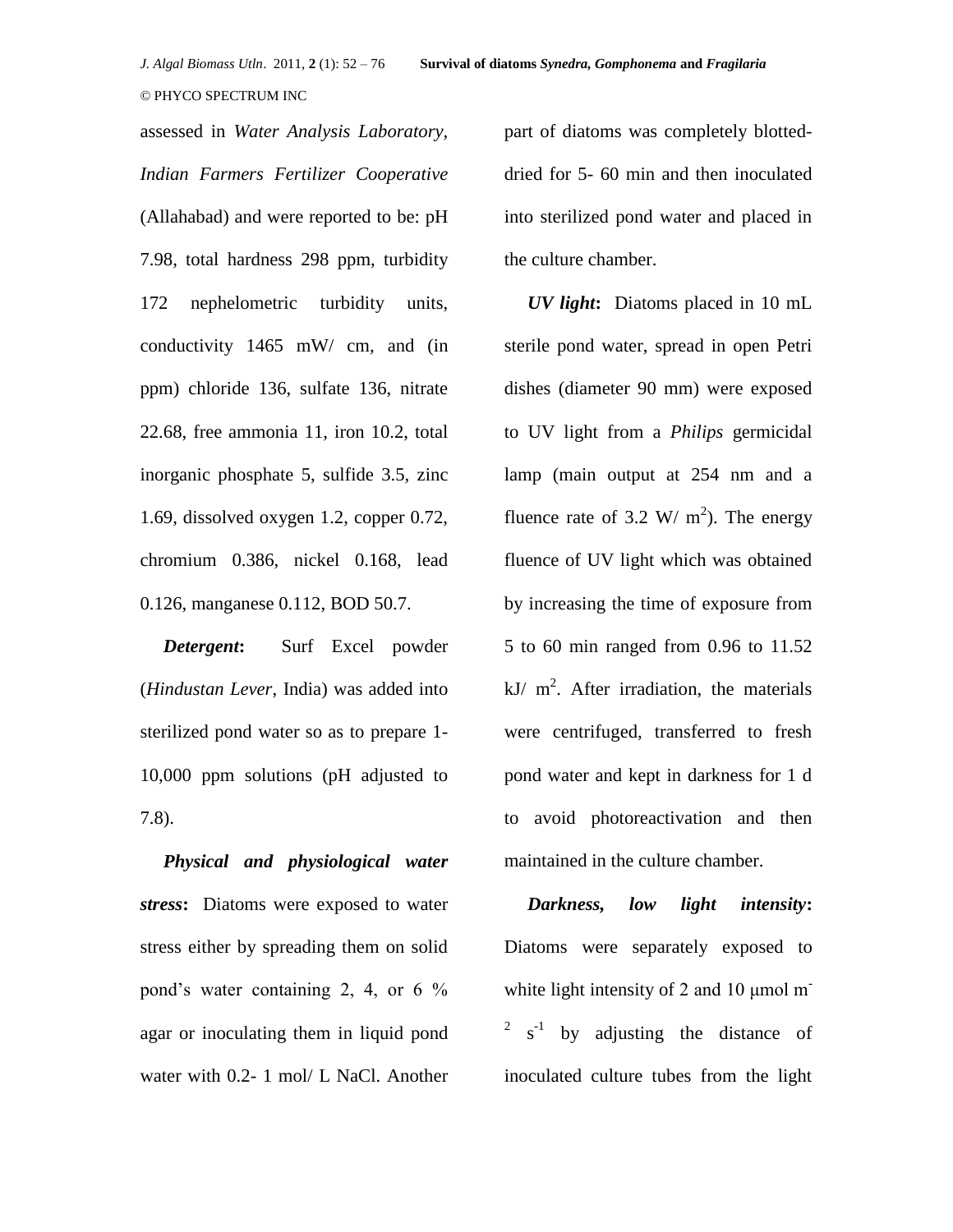assessed in *Water Analysis Laboratory, Indian Farmers Fertilizer Cooperative* (Allahabad) and were reported to be: pH 7.98, total hardness 298 ppm, turbidity 172 nephelometric turbidity units, conductivity 1465 mW/ cm, and (in ppm) chloride 136, sulfate 136, nitrate 22.68, free ammonia 11, iron 10.2, total inorganic phosphate 5, sulfide 3.5, zinc 1.69, dissolved oxygen 1.2, copper 0.72, chromium 0.386, nickel 0.168, lead 0.126, manganese 0.112, BOD 50.7.

***Detergent*:** Surf Excel powder (*Hindustan Lever*, India) was added into sterilized pond water so as to prepare 1-10,000 ppm solutions (pH adjusted to 7.8).

***Physical and physiological water stress*:** Diatoms were exposed to water stress either by spreading them on solid pond's water containing 2, 4, or 6 % agar or inoculating them in liquid pond water with 0.2- 1 mol/ L NaCl. Another part of diatoms was completely blotted-dried for 5- 60 min and then inoculated into sterilized pond water and placed in the culture chamber.

***UV light*:** Diatoms placed in 10 mL sterile pond water, spread in open Petri dishes (diameter 90 mm) were exposed to UV light from a *Philips* germicidal lamp (main output at 254 nm and a fluence rate of 3.2 W/ $m^2$). The energy fluence of UV light which was obtained by increasing the time of exposure from 5 to 60 min ranged from 0.96 to 11.52 kJ/ $m^2$. After irradiation, the materials were centrifuged, transferred to fresh pond water and kept in darkness for 1 d to avoid photoreactivation and then maintained in the culture chamber.

***Darkness, low light intensity*:** Diatoms were separately exposed to white light intensity of 2 and 10 μmol $m^{-2}$ $s^{-1}$ by adjusting the distance of inoculated culture tubes from the light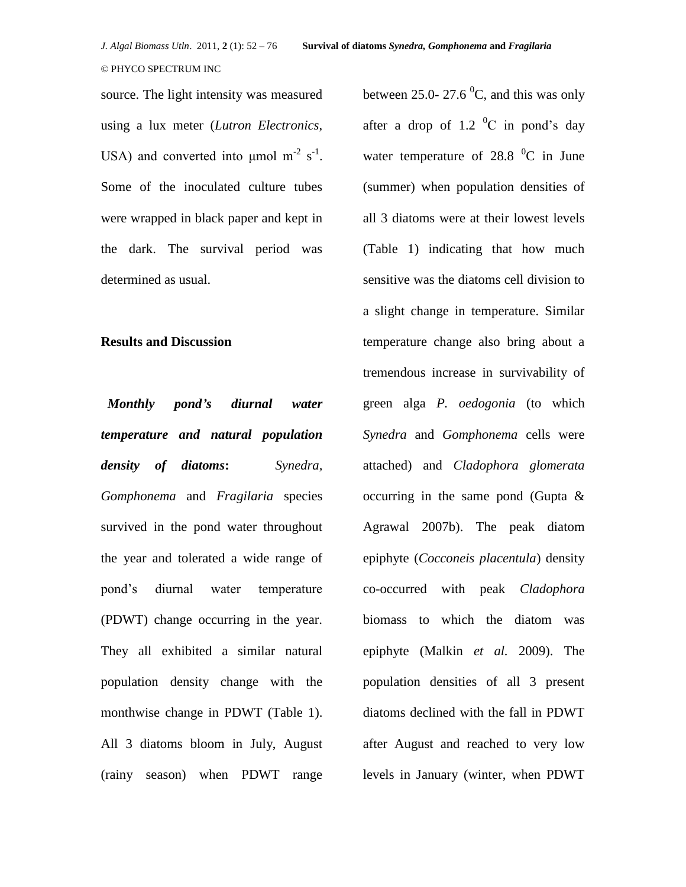source. The light intensity was measured using a lux meter (*Lutron Electronics*, USA) and converted into μmol $m^{-2}$ $s^{-1}$. Some of the inoculated culture tubes were wrapped in black paper and kept in the dark. The survival period was determined as usual.

## Results and Discussion

***Monthly pond's diurnal water temperature and natural population density of diatoms*:** *Synedra, Gomphonema* and *Fragilaria* species survived in the pond water throughout the year and tolerated a wide range of pond's diurnal water temperature (PDWT) change occurring in the year. They all exhibited a similar natural population density change with the monthwise change in PDWT (Table 1). All 3 diatoms bloom in July, August (rainy season) when PDWT range between 25.0- 27.6 $^0$C, and this was only after a drop of 1.2 $^0$C in pond's day water temperature of 28.8 $^0$C in June (summer) when population densities of all 3 diatoms were at their lowest levels (Table 1) indicating that how much sensitive was the diatoms cell division to a slight change in temperature. Similar temperature change also bring about a tremendous increase in survivability of green alga *P. oedogonia* (to which *Synedra* and *Gomphonema* cells were attached) and *Cladophora glomerata* occurring in the same pond (Gupta & Agrawal 2007b). The peak diatom epiphyte (*Cocconeis placentula*) density co-occurred with peak *Cladophora* biomass to which the diatom was epiphyte (Malkin *et al.* 2009). The population densities of all 3 present diatoms declined with the fall in PDWT after August and reached to very low levels in January (winter, when PDWT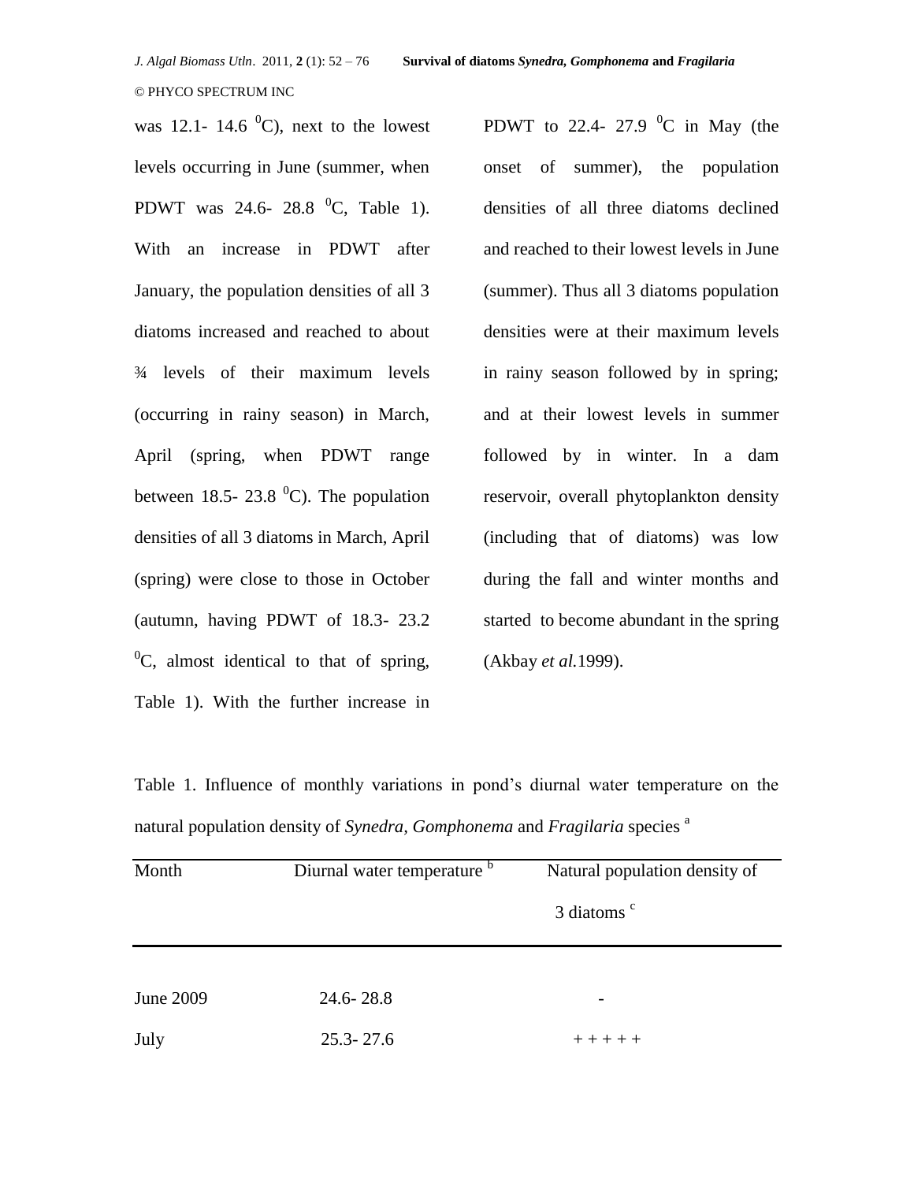was 12.1- 14.6 $^0$C), next to the lowest levels occurring in June (summer, when PDWT was 24.6- 28.8 $^0$C, Table 1). With an increase in PDWT after January, the population densities of all 3 diatoms increased and reached to about ¾ levels of their maximum levels (occurring in rainy season) in March, April (spring, when PDWT range between 18.5- 23.8 $^0$C). The population densities of all 3 diatoms in March, April (spring) were close to those in October (autumn, having PDWT of 18.3- 23.2 $^0$C, almost identical to that of spring, Table 1). With the further increase in PDWT to 22.4- 27.9 $^0$C in May (the onset of summer), the population densities of all three diatoms declined and reached to their lowest levels in June (summer). Thus all 3 diatoms population densities were at their maximum levels in rainy season followed by in spring; and at their lowest levels in summer followed by in winter. In a dam reservoir, overall phytoplankton density (including that of diatoms) was low during the fall and winter months and started to become abundant in the spring (Akbay *et al.*1999).

Table 1. Influence of monthly variations in pond's diurnal water temperature on the natural population density of *Synedra*, *Gomphonema* and *Fragilaria* species [a]

| Month | Diurnal water temperature [b] | Natural population density of 3 diatoms [c] |
|---|---|---|
| June 2009 | 24.6- 28.8 | - |
| July | 25.3- 27.6 | + + + + + |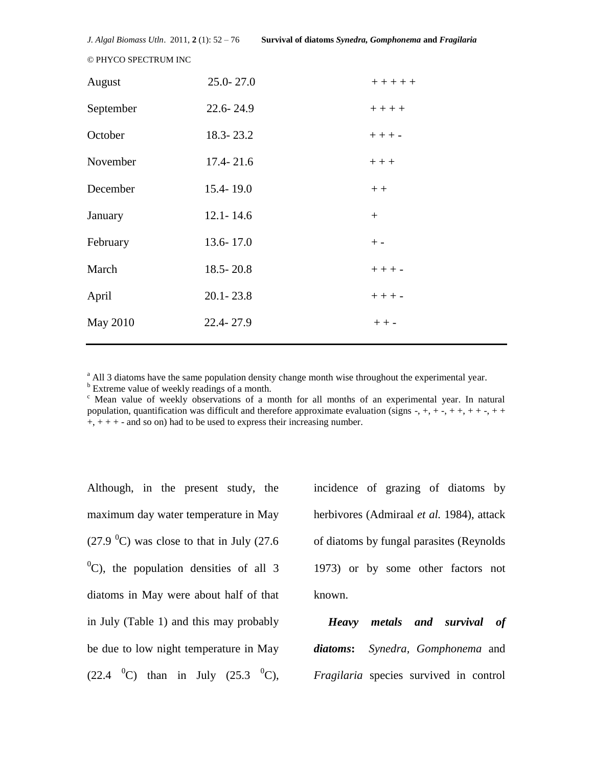| | | |
|---|---|---|
| August | 25.0- 27.0 | + + + + + |
| September | 22.6- 24.9 | + + + + |
| October | 18.3- 23.2 | + + + - |
| November | 17.4- 21.6 | + + + |
| December | 15.4- 19.0 | + + |
| January | 12.1- 14.6 | + |
| February | 13.6- 17.0 | + - |
| March | 18.5- 20.8 | + + + - |
| April | 20.1- 23.8 | + + + - |
| May 2010 | 22.4- 27.9 | + + - |

[a] All 3 diatoms have the same population density change month wise throughout the experimental year.
[b] Extreme value of weekly readings of a month.
[c] Mean value of weekly observations of a month for all months of an experimental year. In natural population, quantification was difficult and therefore approximate evaluation (signs -, +, + -, + +, + + -, + + +, + + + - and so on) had to be used to express their increasing number.

Although, in the present study, the maximum day water temperature in May (27.9 $^0$C) was close to that in July (27.6 $^0$C), the population densities of all 3 diatoms in May were about half of that in July (Table 1) and this may probably be due to low night temperature in May (22.4 $^0$C) than in July (25.3 $^0$C), incidence of grazing of diatoms by herbivores (Admiraal *et al.* 1984), attack of diatoms by fungal parasites (Reynolds 1973) or by some other factors not known.

***Heavy metals and survival of diatoms*:** *Synedra*, *Gomphonema* and *Fragilaria* species survived in control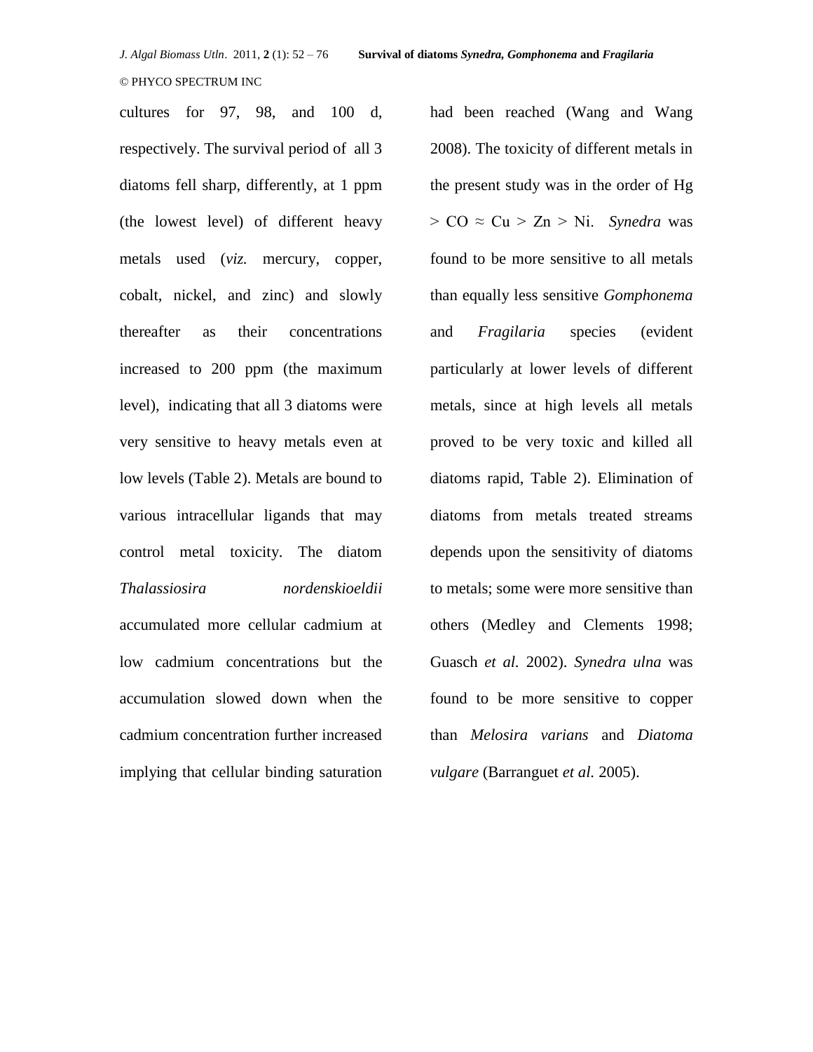cultures for 97, 98, and 100 d, respectively. The survival period of all 3 diatoms fell sharp, differently, at 1 ppm (the lowest level) of different heavy metals used (*viz.* mercury, copper, cobalt, nickel, and zinc) and slowly thereafter as their concentrations increased to 200 ppm (the maximum level), indicating that all 3 diatoms were very sensitive to heavy metals even at low levels (Table 2). Metals are bound to various intracellular ligands that may control metal toxicity. The diatom *Thalassiosira nordenskioeldii* accumulated more cellular cadmium at low cadmium concentrations but the accumulation slowed down when the cadmium concentration further increased implying that cellular binding saturation had been reached (Wang and Wang 2008). The toxicity of different metals in the present study was in the order of Hg > CO ≈ Cu > Zn > Ni. *Synedra* was found to be more sensitive to all metals than equally less sensitive *Gomphonema* and *Fragilaria* species (evident particularly at lower levels of different metals, since at high levels all metals proved to be very toxic and killed all diatoms rapid, Table 2). Elimination of diatoms from metals treated streams depends upon the sensitivity of diatoms to metals; some were more sensitive than others (Medley and Clements 1998; Guasch *et al.* 2002). *Synedra ulna* was found to be more sensitive to copper than *Melosira varians* and *Diatoma vulgare* (Barranguet *et al.* 2005).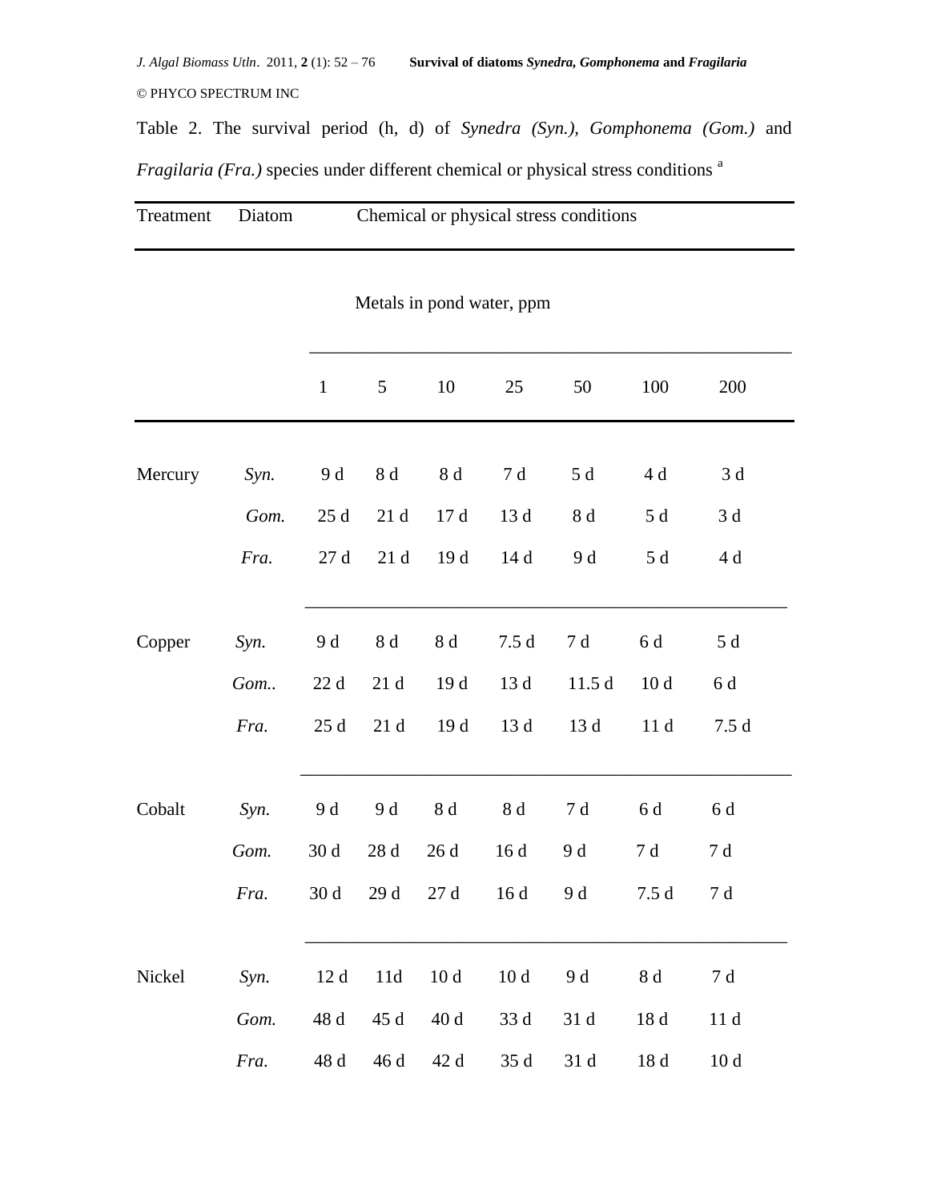Table 2. The survival period (h, d) of *Synedra (Syn.)*, *Gomphonema (Gom.)* and *Fragilaria (Fra.)* species under different chemical or physical stress conditions [a]

| Treatment | Diatom | Chemical or physical stress conditions | | | | | | |
|---|---|---|---|---|---|---|---|---|
| | | Metals in pond water, ppm | | | | | | |
| | | 1 | 5 | 10 | 25 | 50 | 100 | 200 |
| Mercury | *Syn.* | 9 d | 8 d | 8 d | 7 d | 5 d | 4 d | 3 d |
| | *Gom.* | 25 d | 21 d | 17 d | 13 d | 8 d | 5 d | 3 d |
| | *Fra.* | 27 d | 21 d | 19 d | 14 d | 9 d | 5 d | 4 d |
| Copper | *Syn.* | 9 d | 8 d | 8 d | 7.5 d | 7 d | 6 d | 5 d |
| | *Gom..* | 22 d | 21 d | 19 d | 13 d | 11.5 d | 10 d | 6 d |
| | *Fra.* | 25 d | 21 d | 19 d | 13 d | 13 d | 11 d | 7.5 d |
| Cobalt | *Syn.* | 9 d | 9 d | 8 d | 8 d | 7 d | 6 d | 6 d |
| | *Gom.* | 30 d | 28 d | 26 d | 16 d | 9 d | 7 d | 7 d |
| | *Fra.* | 30 d | 29 d | 27 d | 16 d | 9 d | 7.5 d | 7 d |
| Nickel | *Syn.* | 12 d | 11d | 10 d | 10 d | 9 d | 8 d | 7 d |
| | *Gom.* | 48 d | 45 d | 40 d | 33 d | 31 d | 18 d | 11 d |
| | *Fra.* | 48 d | 46 d | 42 d | 35 d | 31 d | 18 d | 10 d |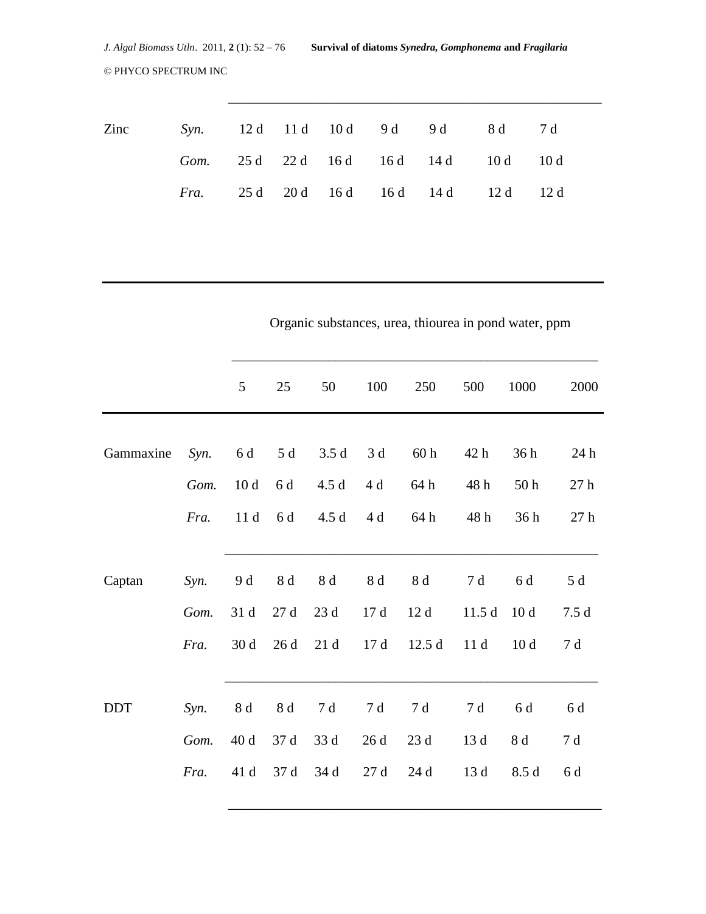| | | | | | | | | | |
|---|---|---|---|---|---|---|---|---|---|
| Zinc | *Syn.* | 12 d | 11 d | 10 d | 9 d | 9 d | 8 d | 7 d | |
| | *Gom.* | 25 d | 22 d | 16 d | 16 d | 14 d | 10 d | 10 d | |
| | *Fra.* | 25 d | 20 d | 16 d | 16 d | 14 d | 12 d | 12 d | |

| | | Organic substances, urea, thiourea in pond water, ppm | | | | | | | |
|---|---|---|---|---|---|---|---|---|---|
| | | 5 | 25 | 50 | 100 | 250 | 500 | 1000 | 2000 |
| Gammaxine | *Syn.* | 6 d | 5 d | 3.5 d | 3 d | 60 h | 42 h | 36 h | 24 h |
| | *Gom.* | 10 d | 6 d | 4.5 d | 4 d | 64 h | 48 h | 50 h | 27 h |
| | *Fra.* | 11 d | 6 d | 4.5 d | 4 d | 64 h | 48 h | 36 h | 27 h |
| Captan | *Syn.* | 9 d | 8 d | 8 d | 8 d | 8 d | 7 d | 6 d | 5 d |
| | *Gom.* | 31 d | 27 d | 23 d | 17 d | 12 d | 11.5 d | 10 d | 7.5 d |
| | *Fra.* | 30 d | 26 d | 21 d | 17 d | 12.5 d | 11 d | 10 d | 7 d |
| DDT | *Syn.* | 8 d | 8 d | 7 d | 7 d | 7 d | 7 d | 6 d | 6 d |
| | *Gom.* | 40 d | 37 d | 33 d | 26 d | 23 d | 13 d | 8 d | 7 d |
| | *Fra.* | 41 d | 37 d | 34 d | 27 d | 24 d | 13 d | 8.5 d | 6 d |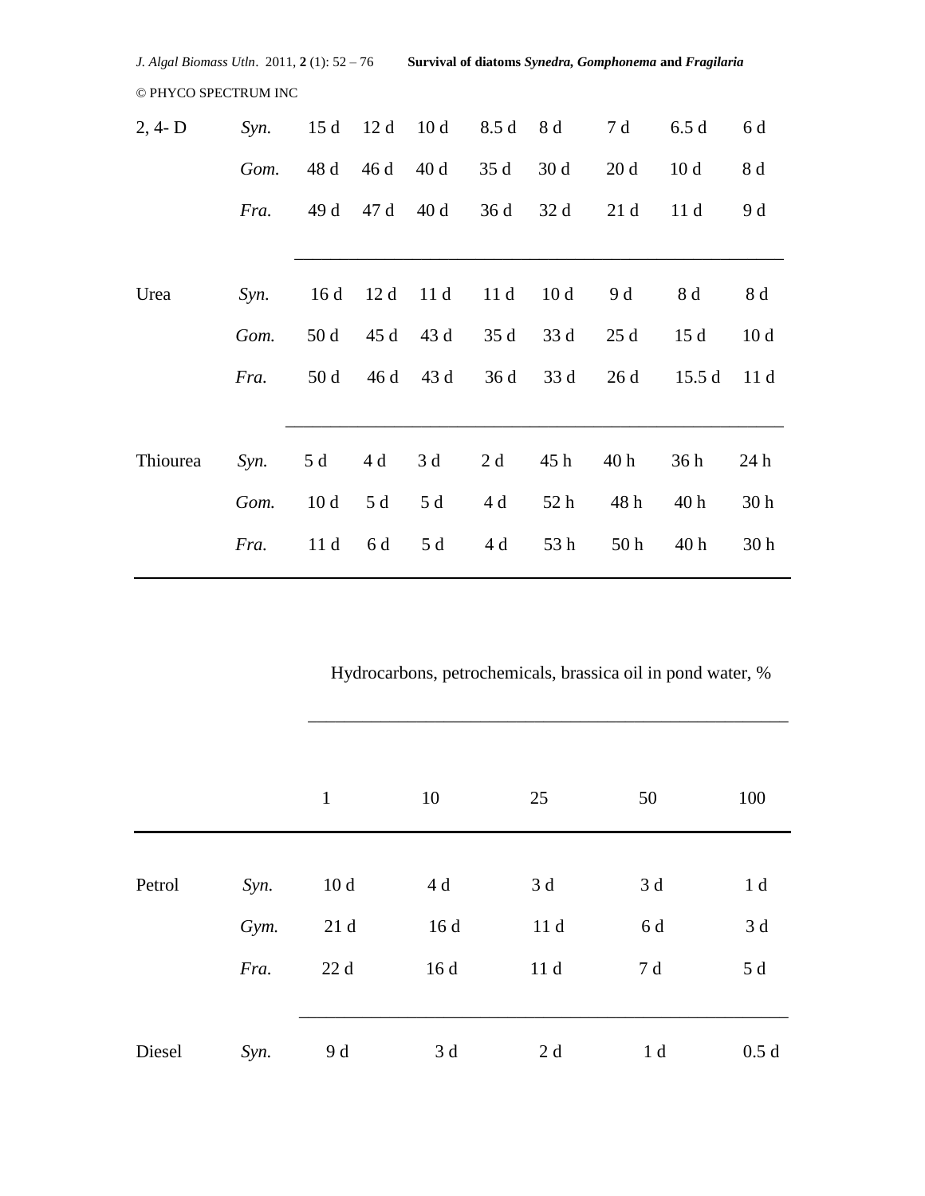| | | | | | | | | | |
|---|---|---|---|---|---|---|---|---|---|
| 2, 4- D | *Syn.* | 15 d | 12 d | 10 d | 8.5 d | 8 d | 7 d | 6.5 d | 6 d |
| | *Gom.* | 48 d | 46 d | 40 d | 35 d | 30 d | 20 d | 10 d | 8 d |
| | *Fra.* | 49 d | 47 d | 40 d | 36 d | 32 d | 21 d | 11 d | 9 d |
| Urea | *Syn.* | 16 d | 12 d | 11 d | 11 d | 10 d | 9 d | 8 d | 8 d |
| | *Gom.* | 50 d | 45 d | 43 d | 35 d | 33 d | 25 d | 15 d | 10 d |
| | *Fra.* | 50 d | 46 d | 43 d | 36 d | 33 d | 26 d | 15.5 d | 11 d |
| Thiourea | *Syn.* | 5 d | 4 d | 3 d | 2 d | 45 h | 40 h | 36 h | 24 h |
| | *Gom.* | 10 d | 5 d | 5 d | 4 d | 52 h | 48 h | 40 h | 30 h |
| | *Fra.* | 11 d | 6 d | 5 d | 4 d | 53 h | 50 h | 40 h | 30 h |

| | | Hydrocarbons, petrochemicals, brassica oil in pond water, % | | | | |
|---|---|---|---|---|---|---|
| | | 1 | 10 | 25 | 50 | 100 |
| Petrol | *Syn.* | 10 d | 4 d | 3 d | 3 d | 1 d |
| | *Gym.* | 21 d | 16 d | 11 d | 6 d | 3 d |
| | *Fra.* | 22 d | 16 d | 11 d | 7 d | 5 d |
| Diesel | *Syn.* | 9 d | 3 d | 2 d | 1 d | 0.5 d |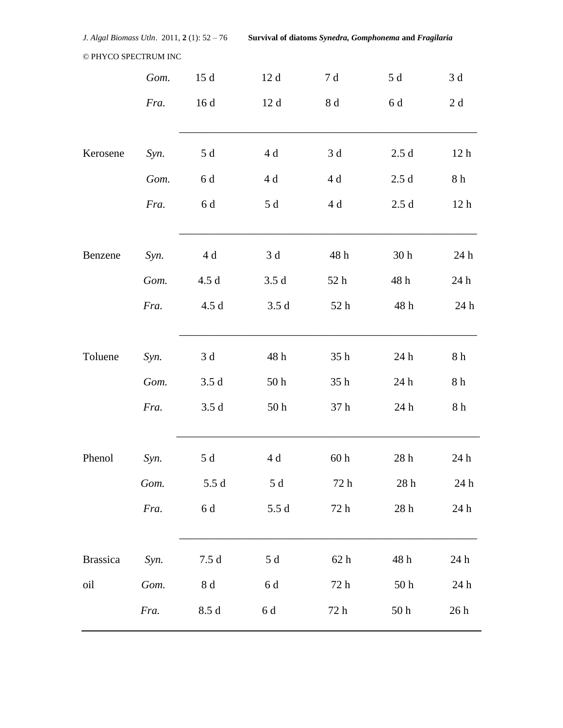|  |  |  |  |  |  |  |
|---|---|---|---|---|---|---|
|  | *Gom.* | 15 d | 12 d | 7 d | 5 d | 3 d |
|  | *Fra.* | 16 d | 12 d | 8 d | 6 d | 2 d |
| Kerosene | *Syn.* | 5 d | 4 d | 3 d | 2.5 d | 12 h |
|  | *Gom.* | 6 d | 4 d | 4 d | 2.5 d | 8 h |
|  | *Fra.* | 6 d | 5 d | 4 d | 2.5 d | 12 h |
| Benzene | *Syn.* | 4 d | 3 d | 48 h | 30 h | 24 h |
|  | *Gom.* | 4.5 d | 3.5 d | 52 h | 48 h | 24 h |
|  | *Fra.* | 4.5 d | 3.5 d | 52 h | 48 h | 24 h |
| Toluene | *Syn.* | 3 d | 48 h | 35 h | 24 h | 8 h |
|  | *Gom.* | 3.5 d | 50 h | 35 h | 24 h | 8 h |
|  | *Fra.* | 3.5 d | 50 h | 37 h | 24 h | 8 h |
| Phenol | *Syn.* | 5 d | 4 d | 60 h | 28 h | 24 h |
|  | *Gom.* | 5.5 d | 5 d | 72 h | 28 h | 24 h |
|  | *Fra.* | 6 d | 5.5 d | 72 h | 28 h | 24 h |
| Brassica oil | *Syn.* | 7.5 d | 5 d | 62 h | 48 h | 24 h |
|  | *Gom.* | 8 d | 6 d | 72 h | 50 h | 24 h |
|  | *Fra.* | 8.5 d | 6 d | 72 h | 50 h | 26 h |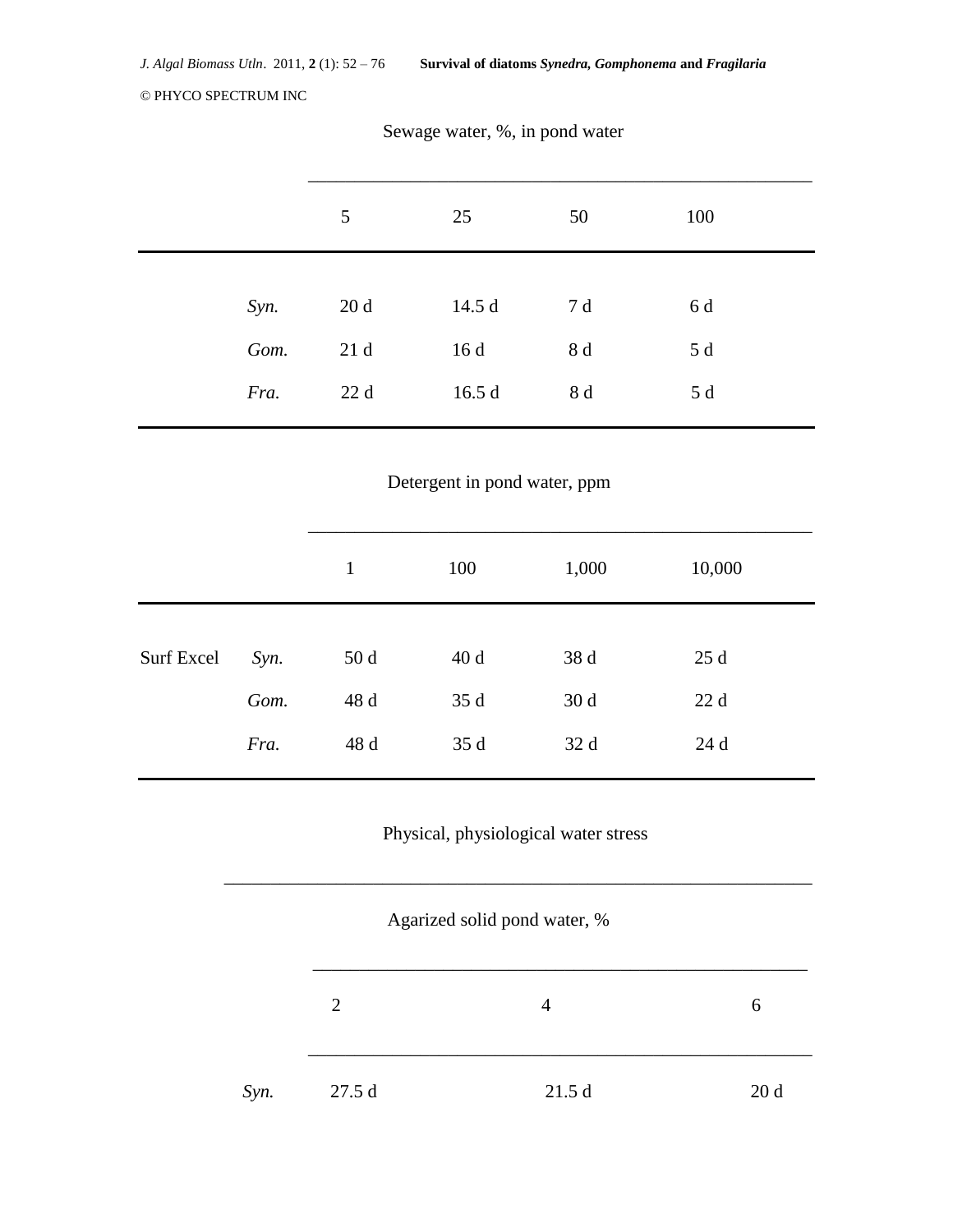| | Sewage water, %, in pond water | | | |
|---|---|---|---|---|
| | 5 | 25 | 50 | 100 |
| *Syn.* | 20 d | 14.5 d | 7 d | 6 d |
| *Gom.* | 21 d | 16 d | 8 d | 5 d |
| *Fra.* | 22 d | 16.5 d | 8 d | 5 d |

| | | Detergent in pond water, ppm | | | |
|---|---|---|---|---|---|
| | | 1 | 100 | 1,000 | 10,000 |
| Surf Excel | *Syn.* | 50 d | 40 d | 38 d | 25 d |
| | *Gom.* | 48 d | 35 d | 30 d | 22 d |
| | *Fra.* | 48 d | 35 d | 32 d | 24 d |

Physical, physiological water stress

| | Agarized solid pond water, % | | |
|---|---|---|---|
| | 2 | 4 | 6 |
| *Syn.* | 27.5 d | 21.5 d | 20 d |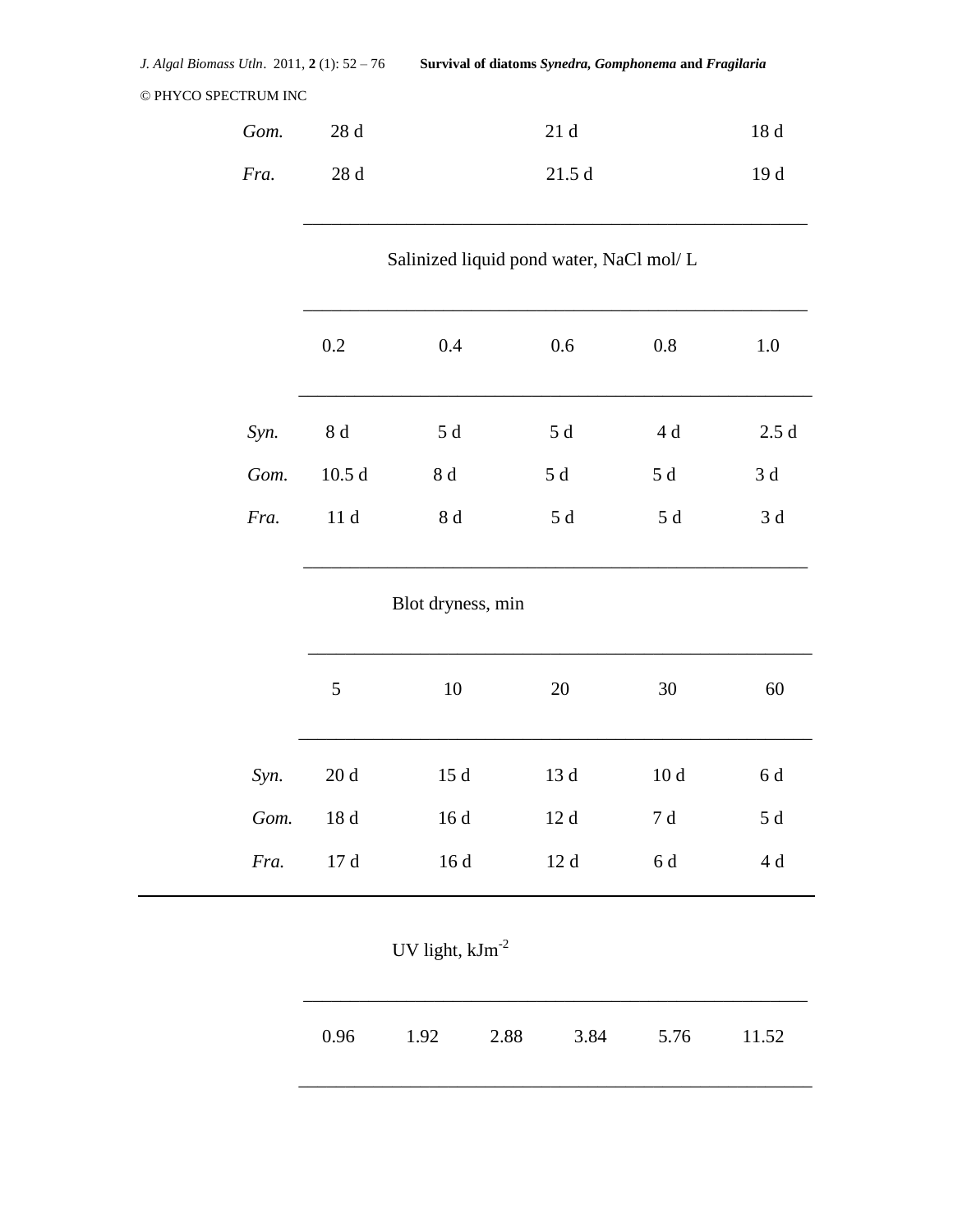| | | | | | |
|---|---|---|---|---|---|
| *Gom.* | 28 d | | 21 d | | 18 d |
| *Fra.* | 28 d | | 21.5 d | | 19 d |

| | Salinized liquid pond water, NaCl mol/ L | | | | |
|---|---|---|---|---|---|
| | 0.2 | 0.4 | 0.6 | 0.8 | 1.0 |
| *Syn.* | 8 d | 5 d | 5 d | 4 d | 2.5 d |
| *Gom.* | 10.5 d | 8 d | 5 d | 5 d | 3 d |
| *Fra.* | 11 d | 8 d | 5 d | 5 d | 3 d |

| | Blot dryness, min | | | | |
|---|---|---|---|---|---|
| | 5 | 10 | 20 | 30 | 60 |
| *Syn.* | 20 d | 15 d | 13 d | 10 d | 6 d |
| *Gom.* | 18 d | 16 d | 12 d | 7 d | 5 d |
| *Fra.* | 17 d | 16 d | 12 d | 6 d | 4 d |

| | UV light, $kJm^{-2}$ | | | | | |
|---|---|---|---|---|---|---|
| | 0.96 | 1.92 | 2.88 | 3.84 | 5.76 | 11.52 |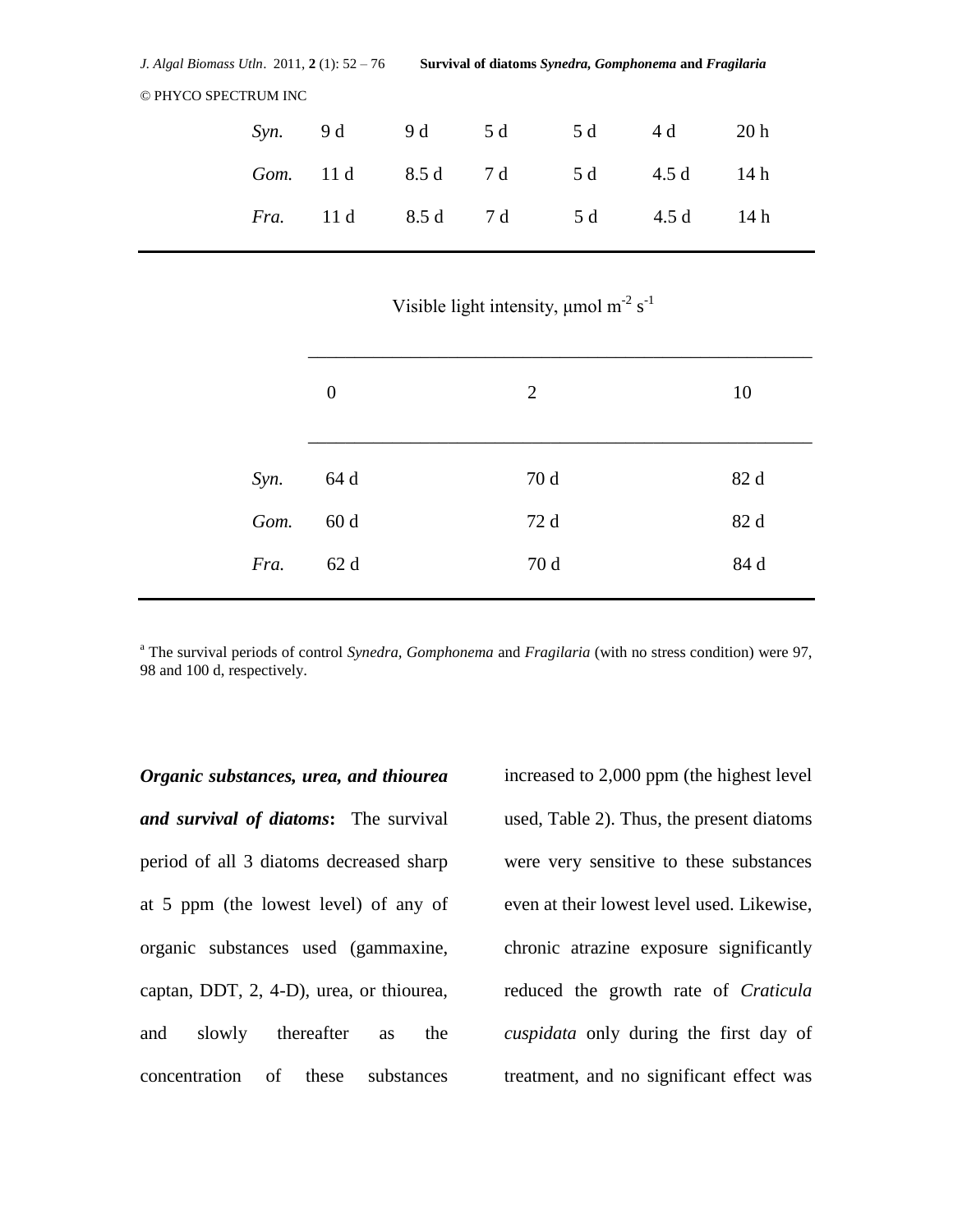| | | | | | | |
|---|---|---|---|---|---|---|
| *Syn.* | 9 d | 9 d | 5 d | 5 d | 4 d | 20 h |
| *Gom.* | 11 d | 8.5 d | 7 d | 5 d | 4.5 d | 14 h |
| *Fra.* | 11 d | 8.5 d | 7 d | 5 d | 4.5 d | 14 h |

| | Visible light intensity, µmol $m^{-2}$ $s^{-1}$ | | |
|---|---|---|---|
| | 0 | 2 | 10 |
| *Syn.* | 64 d | 70 d | 82 d |
| *Gom.* | 60 d | 72 d | 82 d |
| *Fra.* | 62 d | 70 d | 84 d |

[a] The survival periods of control *Synedra, Gomphonema* and *Fragilaria* (with no stress condition) were 97, 98 and 100 d, respectively.

***Organic substances, urea, and thiourea and survival of diatoms*:** The survival period of all 3 diatoms decreased sharp at 5 ppm (the lowest level) of any of organic substances used (gammaxine, captan, DDT, 2, 4-D), urea, or thiourea, and slowly thereafter as the concentration of these substances increased to 2,000 ppm (the highest level used, Table 2). Thus, the present diatoms were very sensitive to these substances even at their lowest level used. Likewise, chronic atrazine exposure significantly reduced the growth rate of *Craticula cuspidata* only during the first day of treatment, and no significant effect was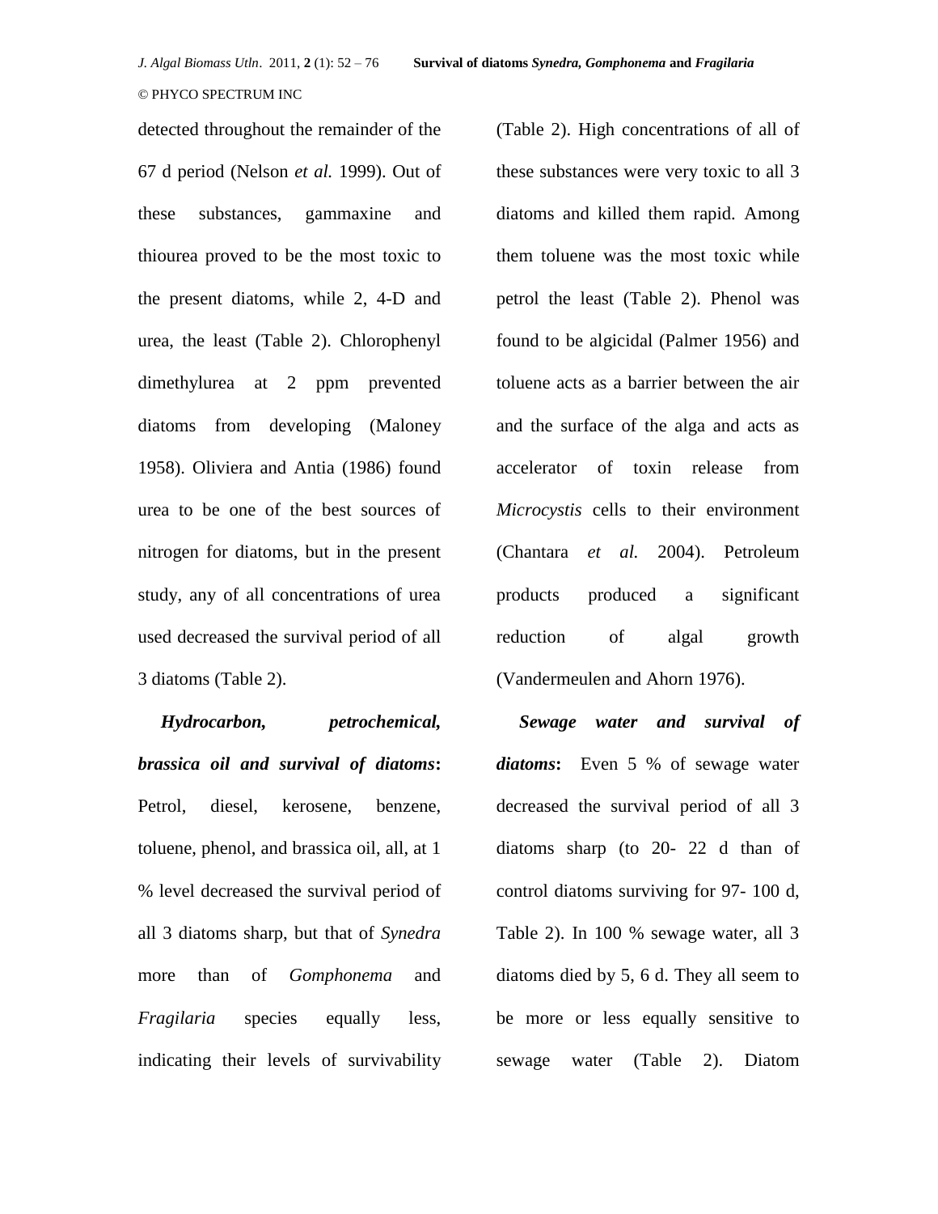detected throughout the remainder of the 67 d period (Nelson *et al.* 1999). Out of these substances, gammaxine and thiourea proved to be the most toxic to the present diatoms, while 2, 4-D and urea, the least (Table 2). Chlorophenyl dimethylurea at 2 ppm prevented diatoms from developing (Maloney 1958). Oliviera and Antia (1986) found urea to be one of the best sources of nitrogen for diatoms, but in the present study, any of all concentrations of urea used decreased the survival period of all 3 diatoms (Table 2).

***Hydrocarbon, petrochemical, brassica oil and survival of diatoms*****:** Petrol, diesel, kerosene, benzene, toluene, phenol, and brassica oil, all, at 1 % level decreased the survival period of all 3 diatoms sharp, but that of *Synedra* more than of *Gomphonema* and *Fragilaria* species equally less, indicating their levels of survivability (Table 2). High concentrations of all of these substances were very toxic to all 3 diatoms and killed them rapid. Among them toluene was the most toxic while petrol the least (Table 2). Phenol was found to be algicidal (Palmer 1956) and toluene acts as a barrier between the air and the surface of the alga and acts as accelerator of toxin release from *Microcystis* cells to their environment (Chantara *et al.* 2004). Petroleum products produced a significant reduction of algal growth (Vandermeulen and Ahorn 1976).

***Sewage water and survival of diatoms*****:** Even 5 % of sewage water decreased the survival period of all 3 diatoms sharp (to 20- 22 d than of control diatoms surviving for 97- 100 d, Table 2). In 100 % sewage water, all 3 diatoms died by 5, 6 d. They all seem to be more or less equally sensitive to sewage water (Table 2). Diatom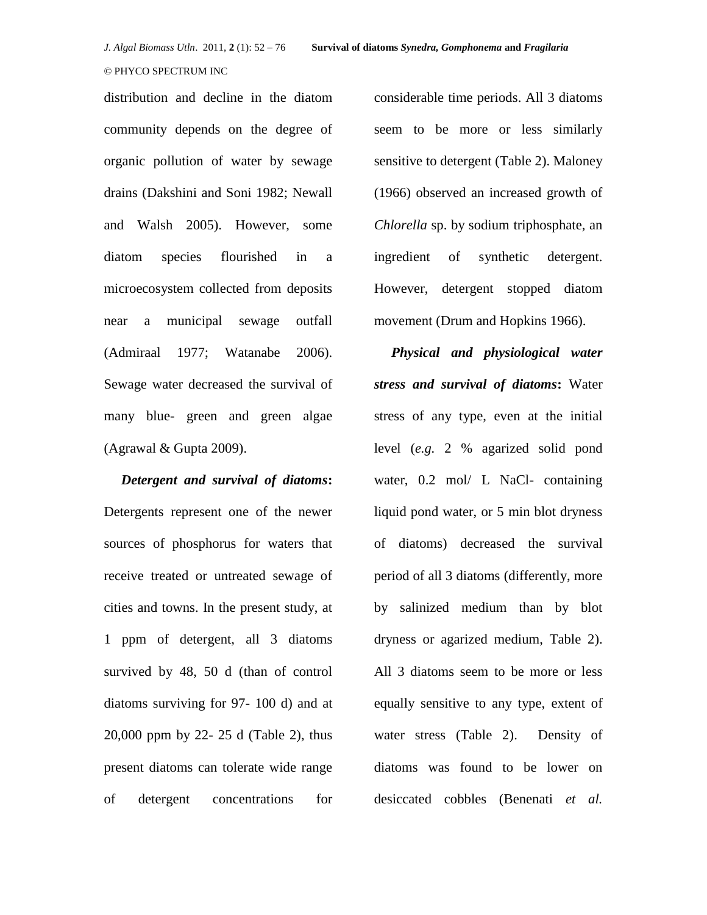distribution and decline in the diatom community depends on the degree of organic pollution of water by sewage drains (Dakshini and Soni 1982; Newall and Walsh 2005). However, some diatom species flourished in a microecosystem collected from deposits near a municipal sewage outfall (Admiraal 1977; Watanabe 2006). Sewage water decreased the survival of many blue- green and green algae (Agrawal & Gupta 2009).

***Detergent and survival of diatoms*:** Detergents represent one of the newer sources of phosphorus for waters that receive treated or untreated sewage of cities and towns. In the present study, at 1 ppm of detergent, all 3 diatoms survived by 48, 50 d (than of control diatoms surviving for 97- 100 d) and at 20,000 ppm by 22- 25 d (Table 2), thus present diatoms can tolerate wide range of detergent concentrations for considerable time periods. All 3 diatoms seem to be more or less similarly sensitive to detergent (Table 2). Maloney (1966) observed an increased growth of *Chlorella* sp. by sodium triphosphate, an ingredient of synthetic detergent. However, detergent stopped diatom movement (Drum and Hopkins 1966).

***Physical and physiological water stress and survival of diatoms*:** Water stress of any type, even at the initial level (*e.g.* 2 % agarized solid pond water, 0.2 mol/ L NaCl- containing liquid pond water, or 5 min blot dryness of diatoms) decreased the survival period of all 3 diatoms (differently, more by salinized medium than by blot dryness or agarized medium, Table 2). All 3 diatoms seem to be more or less equally sensitive to any type, extent of water stress (Table 2). Density of diatoms was found to be lower on desiccated cobbles (Benenati *et al.*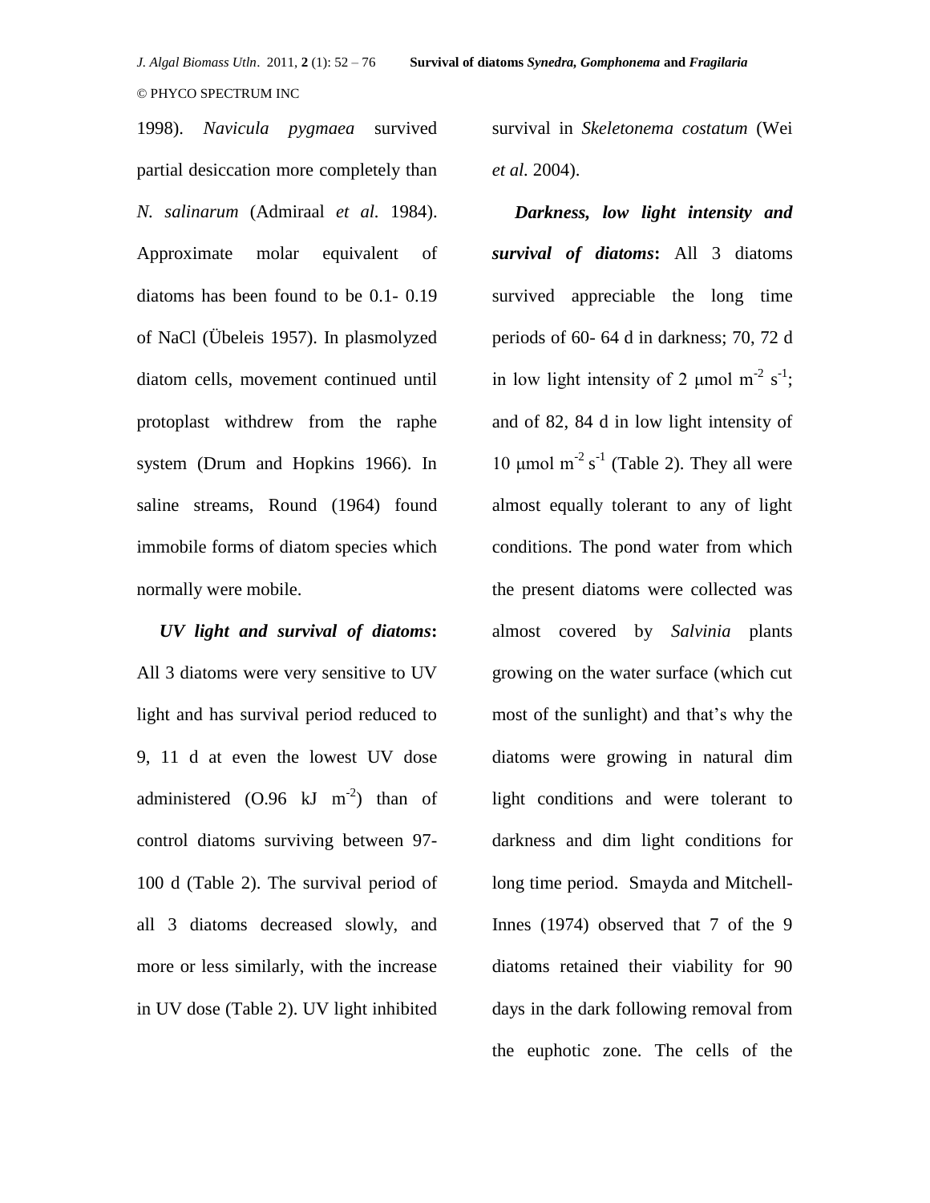1998). *Navicula pygmaea* survived partial desiccation more completely than *N. salinarum* (Admiraal *et al.* 1984). Approximate molar equivalent of diatoms has been found to be 0.1- 0.19 of NaCl (Übeleis 1957). In plasmolyzed diatom cells, movement continued until protoplast withdrew from the raphe system (Drum and Hopkins 1966). In saline streams, Round (1964) found immobile forms of diatom species which normally were mobile.

***UV light and survival of diatoms*:** All 3 diatoms were very sensitive to UV light and has survival period reduced to 9, 11 d at even the lowest UV dose administered (O.96 kJ $m^{-2}$) than of control diatoms surviving between 97- 100 d (Table 2). The survival period of all 3 diatoms decreased slowly, and more or less similarly, with the increase in UV dose (Table 2). UV light inhibited survival in *Skeletonema costatum* (Wei *et al.* 2004).

***Darkness, low light intensity and survival of diatoms*:** All 3 diatoms survived appreciable the long time periods of 60- 64 d in darkness; 70, 72 d in low light intensity of 2 μmol $m^{-2}$ $s^{-1}$; and of 82, 84 d in low light intensity of 10 μmol $m^{-2}$ $s^{-1}$ (Table 2). They all were almost equally tolerant to any of light conditions. The pond water from which the present diatoms were collected was almost covered by *Salvinia* plants growing on the water surface (which cut most of the sunlight) and that's why the diatoms were growing in natural dim light conditions and were tolerant to darkness and dim light conditions for long time period. Smayda and Mitchell-Innes (1974) observed that 7 of the 9 diatoms retained their viability for 90 days in the dark following removal from the euphotic zone. The cells of the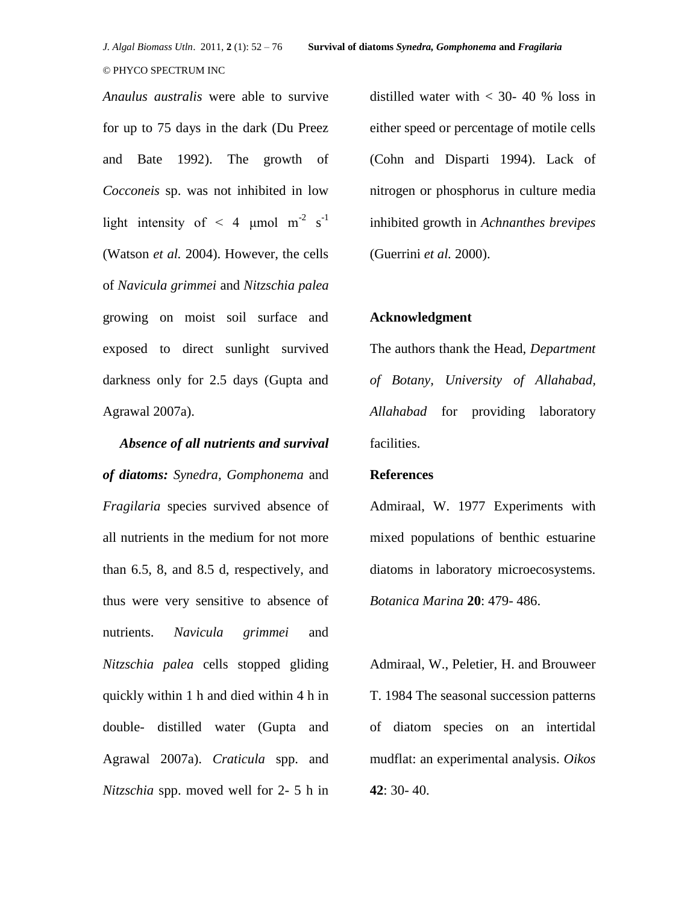*Anaulus australis* were able to survive for up to 75 days in the dark (Du Preez and Bate 1992). The growth of *Cocconeis* sp. was not inhibited in low light intensity of < 4 μmol $m^{-2}$ $s^{-1}$ (Watson *et al.* 2004). However, the cells of *Navicula grimmei* and *Nitzschia palea* growing on moist soil surface and exposed to direct sunlight survived darkness only for 2.5 days (Gupta and Agrawal 2007a).

***Absence of all nutrients and survival of diatoms:*** *Synedra*, *Gomphonema* and *Fragilaria* species survived absence of all nutrients in the medium for not more than 6.5, 8, and 8.5 d, respectively, and thus were very sensitive to absence of nutrients. *Navicula grimmei* and *Nitzschia palea* cells stopped gliding quickly within 1 h and died within 4 h in double- distilled water (Gupta and Agrawal 2007a). *Craticula* spp. and *Nitzschia* spp. moved well for 2- 5 h in distilled water with < 30- 40 % loss in either speed or percentage of motile cells (Cohn and Disparti 1994). Lack of nitrogen or phosphorus in culture media inhibited growth in *Achnanthes brevipes* (Guerrini *et al.* 2000).

## Acknowledgment

The authors thank the Head, *Department of Botany, University of Allahabad, Allahabad* for providing laboratory facilities.

## References

Admiraal, W. 1977 Experiments with mixed populations of benthic estuarine diatoms in laboratory microecosystems. *Botanica Marina* **20**: 479- 486.

Admiraal, W., Peletier, H. and Brouweer T. 1984 The seasonal succession patterns of diatom species on an intertidal mudflat: an experimental analysis. *Oikos* **42**: 30- 40.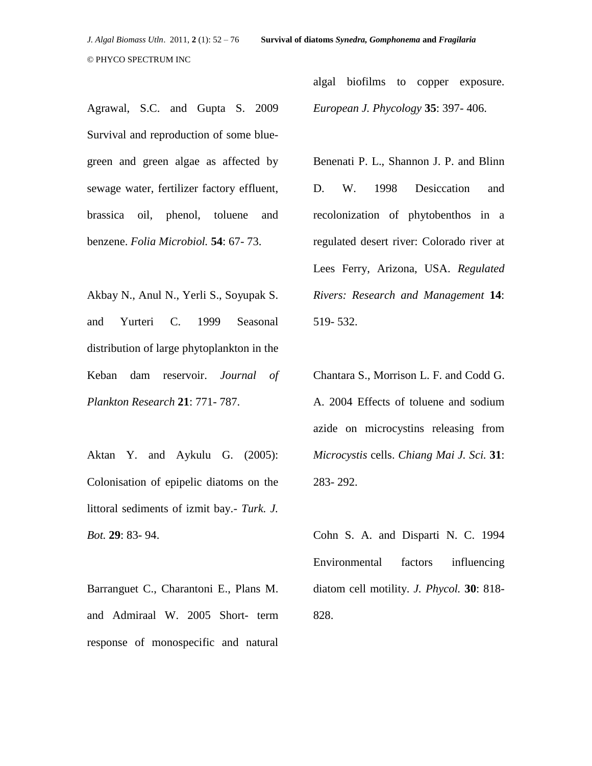Agrawal, S.C. and Gupta S. 2009 Survival and reproduction of some blue-green and green algae as affected by sewage water, fertilizer factory effluent, brassica oil, phenol, toluene and benzene. *Folia Microbiol.* **54**: 67- 73.

Akbay N., Anul N., Yerli S., Soyupak S. and Yurteri C. 1999 Seasonal distribution of large phytoplankton in the Keban dam reservoir. *Journal of Plankton Research* **21**: 771- 787.

Aktan Y. and Aykulu G. (2005): Colonisation of epipelic diatoms on the littoral sediments of izmit bay.- *Turk. J. Bot.* **29**: 83- 94.

Barranguet C., Charantoni E., Plans M. and Admiraal W. 2005 Short- term response of monospecific and natural algal biofilms to copper exposure. *European J. Phycology* **35**: 397- 406.

Benenati P. L., Shannon J. P. and Blinn D. W. 1998 Desiccation and recolonization of phytobenthos in a regulated desert river: Colorado river at Lees Ferry, Arizona, USA. *Regulated Rivers: Research and Management* **14**: 519- 532.

Chantara S., Morrison L. F. and Codd G. A. 2004 Effects of toluene and sodium azide on microcystins releasing from *Microcystis* cells. *Chiang Mai J. Sci.* **31**: 283- 292.

Cohn S. A. and Disparti N. C. 1994 Environmental factors influencing diatom cell motility. *J. Phycol.* **30**: 818- 828.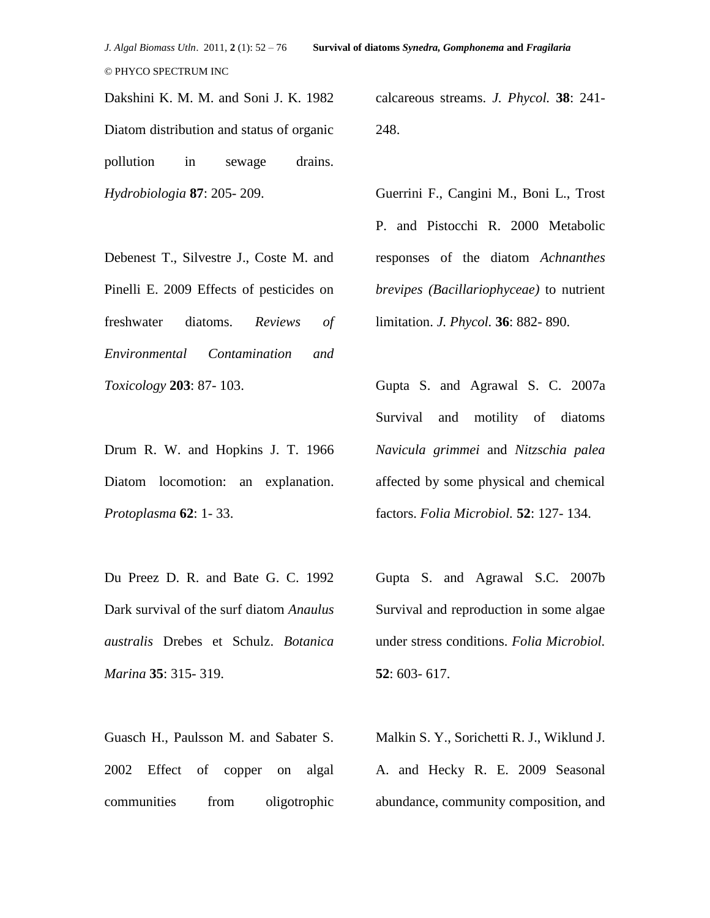Dakshini K. M. M. and Soni J. K. 1982 Diatom distribution and status of organic pollution in sewage drains. *Hydrobiologia* **87**: 205- 209.

Debenest T., Silvestre J., Coste M. and Pinelli E. 2009 Effects of pesticides on freshwater diatoms. *Reviews of Environmental Contamination and Toxicology* **203**: 87- 103.

Drum R. W. and Hopkins J. T. 1966 Diatom locomotion: an explanation. *Protoplasma* **62**: 1- 33.

Du Preez D. R. and Bate G. C. 1992 Dark survival of the surf diatom *Anaulus australis* Drebes et Schulz. *Botanica Marina* **35**: 315- 319.

Guasch H., Paulsson M. and Sabater S. 2002 Effect of copper on algal communities from oligotrophic calcareous streams. *J. Phycol.* **38**: 241- 248.

Guerrini F., Cangini M., Boni L., Trost P. and Pistocchi R. 2000 Metabolic responses of the diatom *Achnanthes brevipes (Bacillariophyceae)* to nutrient limitation. *J. Phycol.* **36**: 882- 890.

Gupta S. and Agrawal S. C. 2007a Survival and motility of diatoms *Navicula grimmei* and *Nitzschia palea* affected by some physical and chemical factors. *Folia Microbiol.* **52**: 127- 134.

Gupta S. and Agrawal S.C. 2007b Survival and reproduction in some algae under stress conditions. *Folia Microbiol.* **52**: 603- 617.

Malkin S. Y., Sorichetti R. J., Wiklund J. A. and Hecky R. E. 2009 Seasonal abundance, community composition, and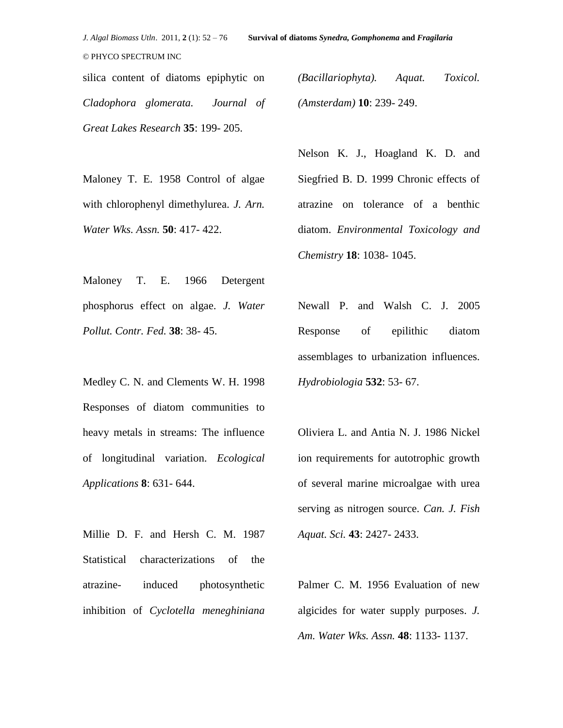silica content of diatoms epiphytic on *Cladophora glomerata.* *Journal of Great Lakes Research* **35**: 199- 205.

Maloney T. E. 1958 Control of algae with chlorophenyl dimethylurea. *J. Arn. Water Wks. Assn.* **50**: 417- 422.

Maloney T. E. 1966 Detergent phosphorus effect on algae. *J. Water Pollut. Contr. Fed.* **38**: 38- 45.

Medley C. N. and Clements W. H. 1998 Responses of diatom communities to heavy metals in streams: The influence of longitudinal variation. *Ecological Applications* **8**: 631- 644.

Millie D. F. and Hersh C. M. 1987 Statistical characterizations of the atrazine- induced photosynthetic inhibition of *Cyclotella meneghiniana (Bacillariophyta). Aquat. Toxicol. (Amsterdam)* **10**: 239- 249.

Nelson K. J., Hoagland K. D. and Siegfried B. D. 1999 Chronic effects of atrazine on tolerance of a benthic diatom. *Environmental Toxicology and Chemistry* **18**: 1038- 1045.

Newall P. and Walsh C. J. 2005 Response of epilithic diatom assemblages to urbanization influences. *Hydrobiologia* **532**: 53- 67.

Oliviera L. and Antia N. J. 1986 Nickel ion requirements for autotrophic growth of several marine microalgae with urea serving as nitrogen source. *Can. J. Fish Aquat. Sci.* **43**: 2427- 2433.

Palmer C. M. 1956 Evaluation of new algicides for water supply purposes. *J. Am. Water Wks. Assn.* **48**: 1133- 1137.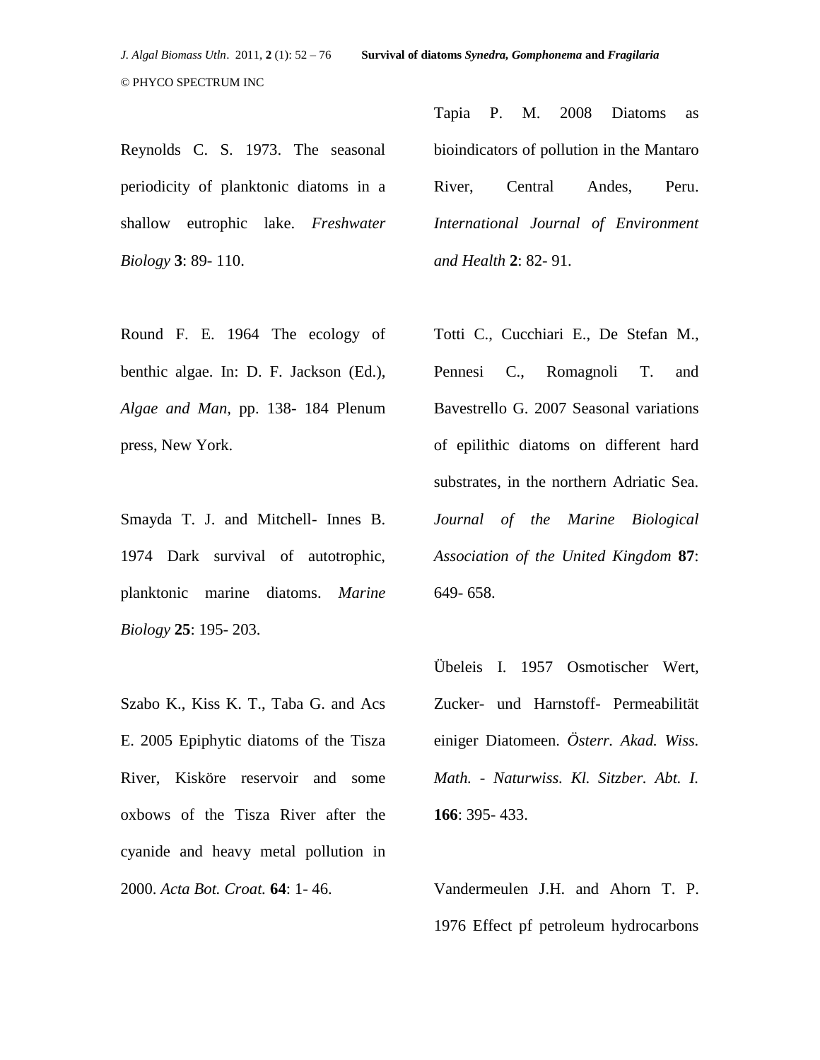Reynolds C. S. 1973. The seasonal periodicity of planktonic diatoms in a shallow eutrophic lake. *Freshwater Biology* **3**: 89- 110.

Round F. E. 1964 The ecology of benthic algae. In: D. F. Jackson (Ed.), *Algae and Man*, pp. 138- 184 Plenum press, New York.

Smayda T. J. and Mitchell- Innes B. 1974 Dark survival of autotrophic, planktonic marine diatoms. *Marine Biology* **25**: 195- 203.

Szabo K., Kiss K. T., Taba G. and Acs E. 2005 Epiphytic diatoms of the Tisza River, Kisköre reservoir and some oxbows of the Tisza River after the cyanide and heavy metal pollution in 2000. *Acta Bot. Croat.* **64**: 1- 46.

Tapia P. M. 2008 Diatoms as bioindicators of pollution in the Mantaro River, Central Andes, Peru. *International Journal of Environment and Health* **2**: 82- 91.

Totti C., Cucchiari E., De Stefan M., Pennesi C., Romagnoli T. and Bavestrello G. 2007 Seasonal variations of epilithic diatoms on different hard substrates, in the northern Adriatic Sea. *Journal of the Marine Biological Association of the United Kingdom* **87**: 649- 658.

Übeleis I. 1957 Osmotischer Wert, Zucker- und Harnstoff- Permeabilität einiger Diatomeen. *Österr. Akad. Wiss. Math. - Naturwiss. Kl. Sitzber. Abt. I.* **166**: 395- 433.

Vandermeulen J.H. and Ahorn T. P. 1976 Effect pf petroleum hydrocarbons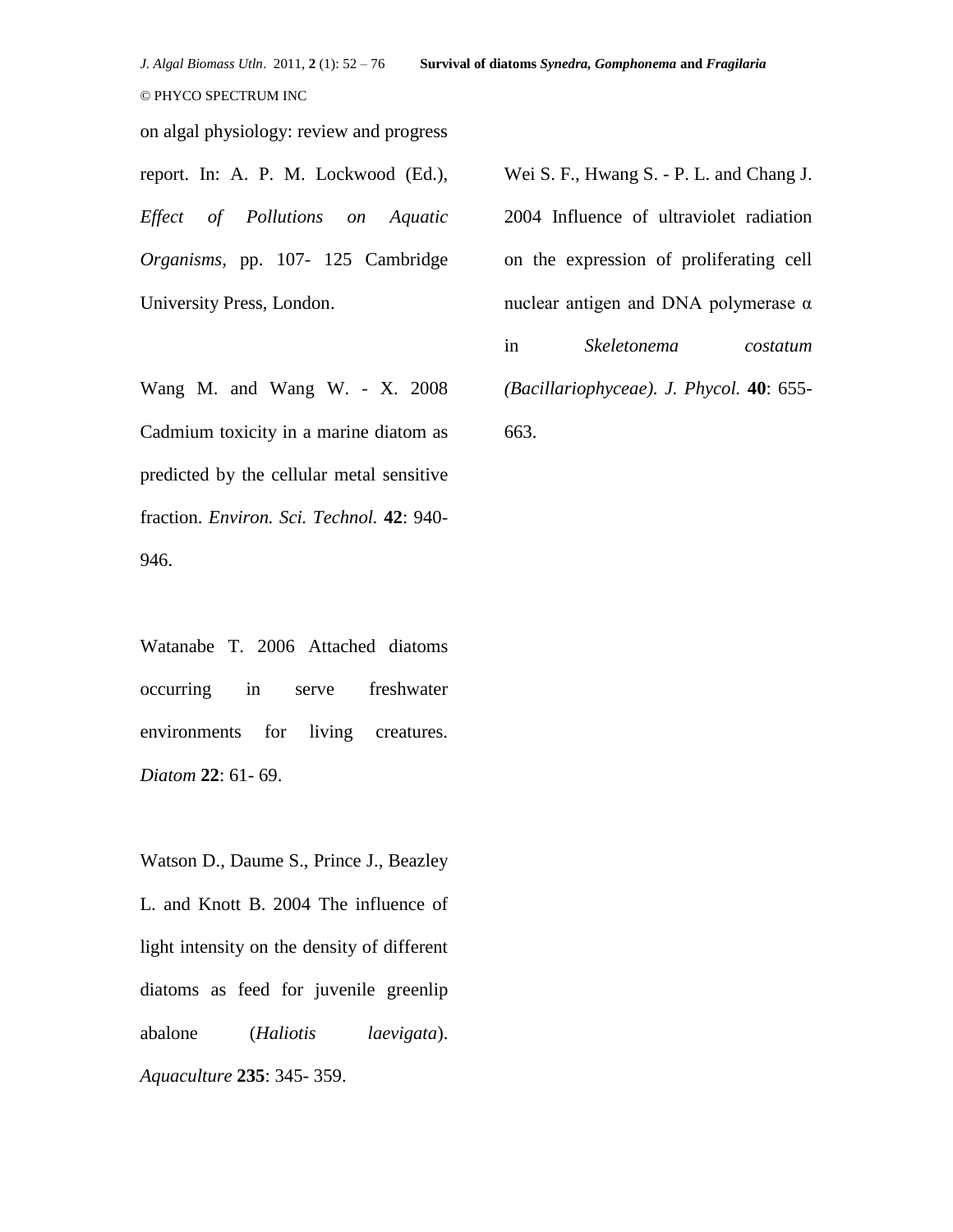on algal physiology: review and progress report. In: A. P. M. Lockwood (Ed.), *Effect of Pollutions on Aquatic Organisms,* pp. 107- 125 Cambridge University Press, London.

Wang M. and Wang W. - X. 2008 Cadmium toxicity in a marine diatom as predicted by the cellular metal sensitive fraction. *Environ. Sci. Technol.* **42**: 940- 946.

Watanabe T. 2006 Attached diatoms occurring in serve freshwater environments for living creatures. *Diatom* **22**: 61- 69.

Watson D., Daume S., Prince J., Beazley L. and Knott B. 2004 The influence of light intensity on the density of different diatoms as feed for juvenile greenlip abalone (*Haliotis laevigata*). *Aquaculture* **235**: 345- 359.

Wei S. F., Hwang S. - P. L. and Chang J. 2004 Influence of ultraviolet radiation on the expression of proliferating cell nuclear antigen and DNA polymerase α in *Skeletonema costatum (Bacillariophyceae). J. Phycol.* **40**: 655- 663.